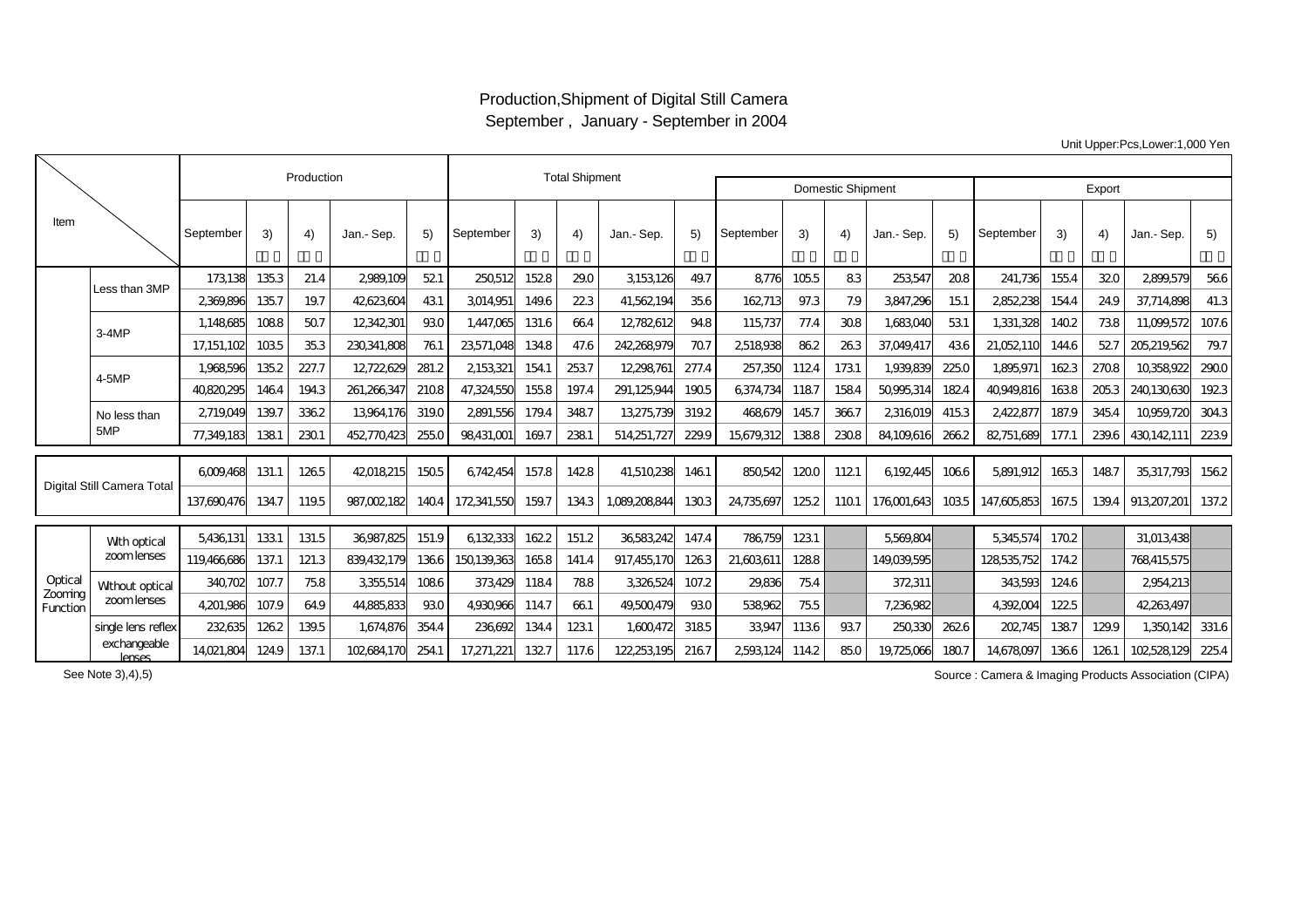# Production,Shipment of Digital Still Camera

## September , January - September in 2004

Unit Upper:Pcs,Lower:1,000 Yen

| Item | | Production | | | | | Total Shipment | | | | | | | | | | | | | | |
|---|---|---|---|---|---|---|---|---|---|---|---|---|---|---|---|---|---|---|---|---|---|
| | | | | | | | | | | | | Domestic Shipment | | | | | Export | | | | |
| | | September | 3) | 4) | Jan.- Sep. | 5) | September | 3) | 4) | Jan.- Sep. | 5) | September | 3) | 4) | Jan.- Sep. | 5) | September | 3) | 4) | Jan.- Sep. | 5) |
| | Less than 3MP | 173,138 | 135.3 | 21.4 | 2,989,109 | 52.1 | 250,512 | 152.8 | 29.0 | 3,153,126 | 49.7 | 8,776 | 105.5 | 8.3 | 253,547 | 20.8 | 241,736 | 155.4 | 32.0 | 2,899,579 | 56.6 |
| | | 2,369,896 | 135.7 | 19.7 | 42,623,604 | 43.1 | 3,014,951 | 149.6 | 22.3 | 41,562,194 | 35.6 | 162,713 | 97.3 | 7.9 | 3,847,296 | 15.1 | 2,852,238 | 154.4 | 24.9 | 37,714,898 | 41.3 |
| | 3-4MP | 1,148,685 | 108.8 | 50.7 | 12,342,301 | 93.0 | 1,447,065 | 131.6 | 66.4 | 12,782,612 | 94.8 | 115,737 | 77.4 | 30.8 | 1,683,040 | 53.1 | 1,331,328 | 140.2 | 73.8 | 11,099,572 | 107.6 |
| | | 17,151,102 | 103.5 | 35.3 | 230,341,808 | 76.1 | 23,571,048 | 134.8 | 47.6 | 242,268,979 | 70.7 | 2,518,938 | 86.2 | 26.3 | 37,049,417 | 43.6 | 21,052,110 | 144.6 | 52.7 | 205,219,562 | 79.7 |
| | 4-5MP | 1,968,596 | 135.2 | 227.7 | 12,722,629 | 281.2 | 2,153,321 | 154.1 | 253.7 | 12,298,761 | 277.4 | 257,350 | 112.4 | 173.1 | 1,939,839 | 225.0 | 1,895,971 | 162.3 | 270.8 | 10,358,922 | 290.0 |
| | | 40,820,295 | 146.4 | 194.3 | 261,266,347 | 210.8 | 47,324,550 | 155.8 | 197.4 | 291,125,944 | 190.5 | 6,374,734 | 118.7 | 158.4 | 50,995,314 | 182.4 | 40,949,816 | 163.8 | 205.3 | 240,130,630 | 192.3 |
| | No less than 5MP | 2,719,049 | 139.7 | 336.2 | 13,964,176 | 319.0 | 2,891,556 | 179.4 | 348.7 | 13,275,739 | 319.2 | 468,679 | 145.7 | 366.7 | 2,316,019 | 415.3 | 2,422,877 | 187.9 | 345.4 | 10,959,720 | 304.3 |
| | | 77,349,183 | 138.1 | 230.1 | 452,770,423 | 255.0 | 98,431,001 | 169.7 | 238.1 | 514,251,727 | 229.9 | 15,679,312 | 138.8 | 230.8 | 84,109,616 | 266.2 | 82,751,689 | 177.1 | 239.6 | 430,142,111 | 223.9 |
| Digital Still Camera Total | | 6,009,468 | 131.1 | 126.5 | 42,018,215 | 150.5 | 6,742,454 | 157.8 | 142.8 | 41,510,238 | 146.1 | 850,542 | 120.0 | 112.1 | 6,192,445 | 106.6 | 5,891,912 | 165.3 | 148.7 | 35,317,793 | 156.2 |
| | | 137,690,476 | 134.7 | 119.5 | 987,002,182 | 140.4 | 172,341,550 | 159.7 | 134.3 | 1,089,208,844 | 130.3 | 24,735,697 | 125.2 | 110.1 | 176,001,643 | 103.5 | 147,605,853 | 167.5 | 139.4 | 913,207,201 | 137.2 |
| Optical Zooming Function | With optical zoom lenses | 5,436,131 | 133.1 | 131.5 | 36,987,825 | 151.9 | 6,132,333 | 162.2 | 151.2 | 36,583,242 | 147.4 | 786,759 | 123.1 | | 5,569,804 | | 5,345,574 | 170.2 | | 31,013,438 | |
| | | 119,466,686 | 137.1 | 121.3 | 839,432,179 | 136.6 | 150,139,363 | 165.8 | 141.4 | 917,455,170 | 126.3 | 21,603,611 | 128.8 | | 149,039,595 | | 128,535,752 | 174.2 | | 768,415,575 | |
| | Without optical zoom lenses | 340,702 | 107.7 | 75.8 | 3,355,514 | 108.6 | 373,429 | 118.4 | 78.8 | 3,326,524 | 107.2 | 29,836 | 75.4 | | 372,311 | | 343,593 | 124.6 | | 2,954,213 | |
| | | 4,201,986 | 107.9 | 64.9 | 44,885,833 | 93.0 | 4,930,966 | 114.7 | 66.1 | 49,500,479 | 93.0 | 538,962 | 75.5 | | 7,236,982 | | 4,392,004 | 122.5 | | 42,263,497 | |
| | single lens reflex | 232,635 | 126.2 | 139.5 | 1,674,876 | 354.4 | 236,692 | 134.4 | 123.1 | 1,600,472 | 318.5 | 33,947 | 113.6 | 93.7 | 250,330 | 262.6 | 202,745 | 138.7 | 129.9 | 1,350,142 | 331.6 |
| | exchangeable lenses | 14,021,804 | 124.9 | 137.1 | 102,684,170 | 254.1 | 17,271,221 | 132.7 | 117.6 | 122,253,195 | 216.7 | 2,593,124 | 114.2 | 85.0 | 19,725,066 | 180.7 | 14,678,097 | 136.6 | 126.1 | 102,528,129 | 225.4 |

See Note 3),4),5)

Source : Camera & Imaging Products Association (CIPA)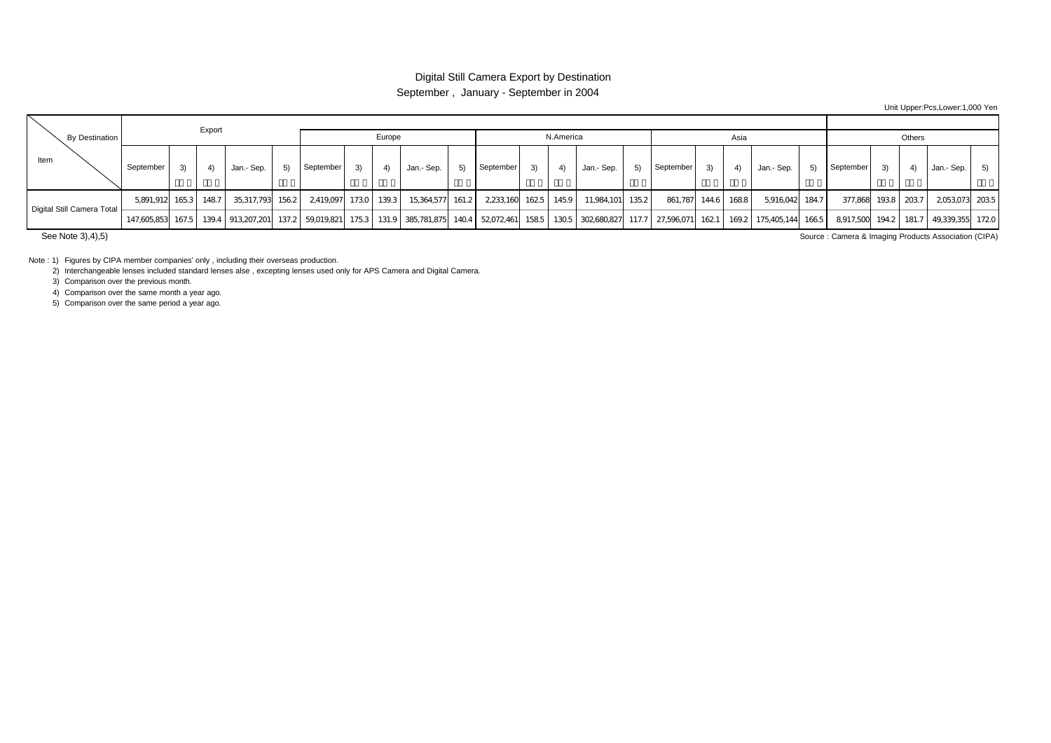# Digital Still Camera Export by Destination

September , January - September in 2004

Unit Upper:Pcs,Lower:1,000 Yen

| By Destination / Item | Export | | | | | Europe | | | | | N.America | | | | | Asia | | | | | Others | | | | |
|---|---|---|---|---|---|---|---|---|---|---|---|---|---|---|---|---|---|---|---|---|---|---|---|---|---|
| | September | 3) | 4) | Jan.- Sep. | 5) | September | 3) | 4) | Jan.- Sep. | 5) | September | 3) | 4) | Jan.- Sep. | 5) | September | 3) | 4) | Jan.- Sep. | 5) | September | 3) | 4) | Jan.- Sep. | 5) |
| Digital Still Camera Total | 5,891,912 | 165.3 | 148.7 | 35,317,793 | 156.2 | 2,419,097 | 173.0 | 139.3 | 15,364,577 | 161.2 | 2,233,160 | 162.5 | 145.9 | 11,984,101 | 135.2 | 861,787 | 144.6 | 168.8 | 5,916,042 | 184.7 | 377,868 | 193.8 | 203.7 | 2,053,073 | 203.5 |
| | 147,605,853 | 167.5 | 139.4 | 913,207,201 | 137.2 | 59,019,821 | 175.3 | 131.9 | 385,781,875 | 140.4 | 52,072,461 | 158.5 | 130.5 | 302,680,827 | 117.7 | 27,596,071 | 162.1 | 169.2 | 175,405,144 | 166.5 | 8,917,500 | 194.2 | 181.7 | 49,339,355 | 172.0 |

See Note 3),4),5)

Source : Camera & Imaging Products Association (CIPA)

Note : 1) Figures by CIPA member companies' only , including their overseas production.

2) Interchangeable lenses included standard lenses alse , excepting lenses used only for APS Camera and Digital Camera.

3) Comparison over the previous month.

4) Comparison over the same month a year ago.

5) Comparison over the same period a year ago.